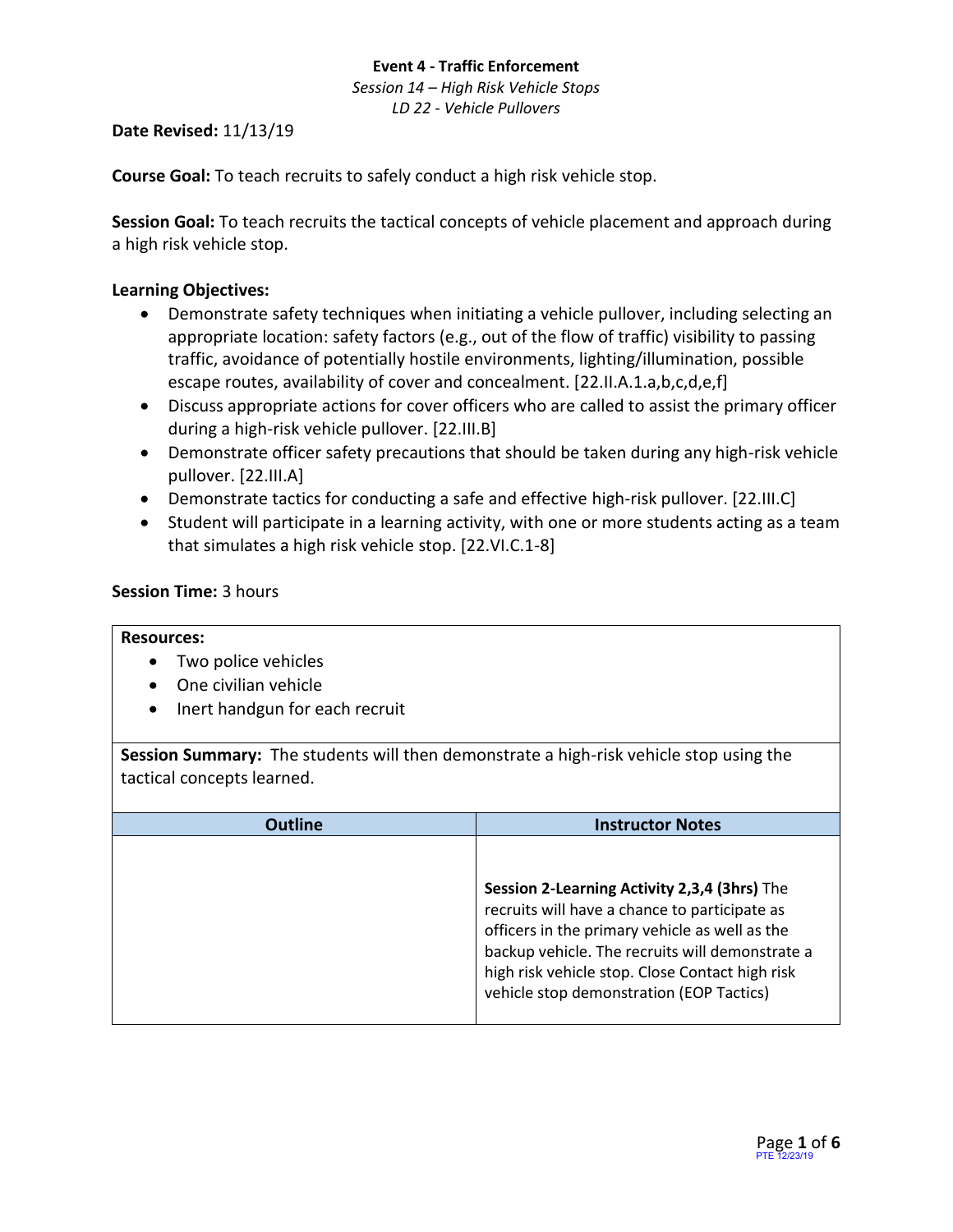**Event 4 - Traffic Enforcement**

*Session 14 – High Risk Vehicle Stops*

*LD 22 - Vehicle Pullovers*

**Date Revised:** 11/13/19

**Course Goal:** To teach recruits to safely conduct a high risk vehicle stop.

**Session Goal:** To teach recruits the tactical concepts of vehicle placement and approach during a high risk vehicle stop.

**Learning Objectives:**

- Demonstrate safety techniques when initiating a vehicle pullover, including selecting an appropriate location: safety factors (e.g., out of the flow of traffic) visibility to passing traffic, avoidance of potentially hostile environments, lighting/illumination, possible escape routes, availability of cover and concealment. [22.II.A.1.a,b,c,d,e,f]
- Discuss appropriate actions for cover officers who are called to assist the primary officer during a high-risk vehicle pullover. [22.III.B]
- Demonstrate officer safety precautions that should be taken during any high-risk vehicle pullover. [22.III.A]
- Demonstrate tactics for conducting a safe and effective high-risk pullover. [22.III.C]
- Student will participate in a learning activity, with one or more students acting as a team that simulates a high risk vehicle stop. [22.VI.C.1-8]

**Session Time:** 3 hours

**Resources:**

- Two police vehicles
- One civilian vehicle
- Inert handgun for each recruit

**Session Summary:** The students will then demonstrate a high-risk vehicle stop using the tactical concepts learned.

| Outline | Instructor Notes |
|---|---|
| | **Session 2-Learning Activity 2,3,4 (3hrs)** The recruits will have a chance to participate as officers in the primary vehicle as well as the backup vehicle. The recruits will demonstrate a high risk vehicle stop. Close Contact high risk vehicle stop demonstration (EOP Tactics) |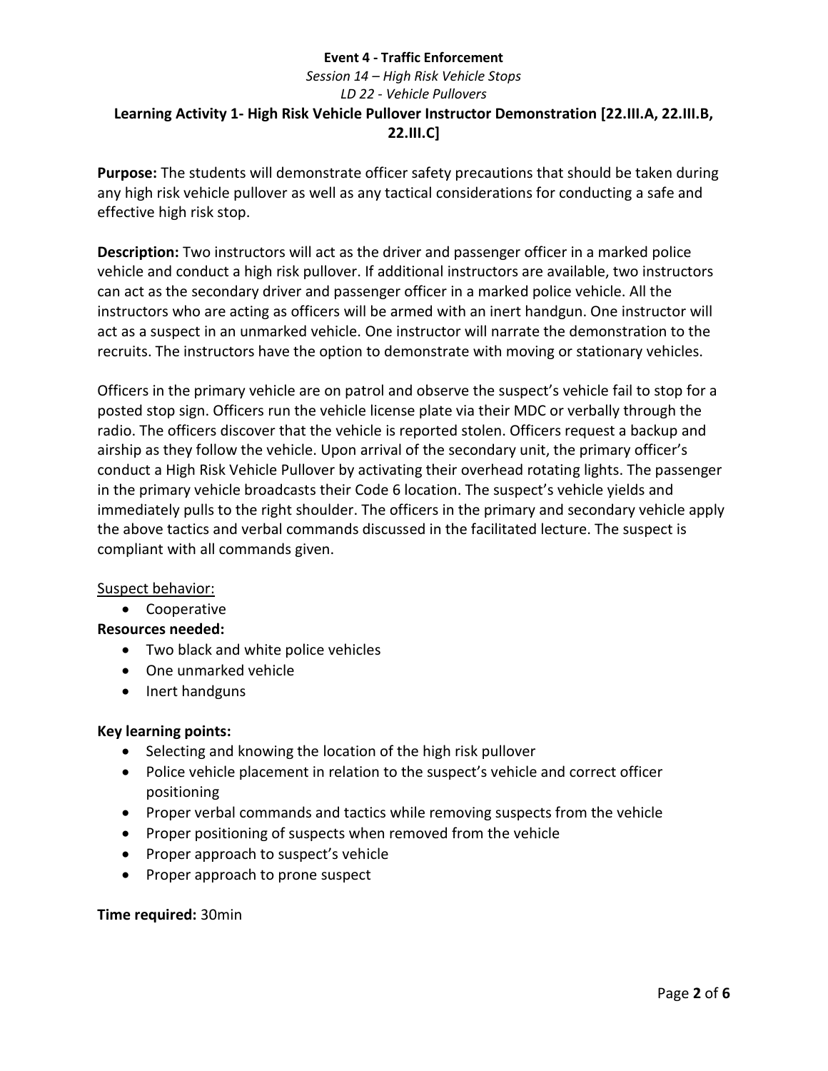**Event 4 - Traffic Enforcement**

*Session 14 – High Risk Vehicle Stops*

*LD 22 - Vehicle Pullovers*

**Learning Activity 1- High Risk Vehicle Pullover Instructor Demonstration [22.III.A, 22.III.B, 22.III.C]**

**Purpose:** The students will demonstrate officer safety precautions that should be taken during any high risk vehicle pullover as well as any tactical considerations for conducting a safe and effective high risk stop.

**Description:** Two instructors will act as the driver and passenger officer in a marked police vehicle and conduct a high risk pullover. If additional instructors are available, two instructors can act as the secondary driver and passenger officer in a marked police vehicle. All the instructors who are acting as officers will be armed with an inert handgun. One instructor will act as a suspect in an unmarked vehicle. One instructor will narrate the demonstration to the recruits. The instructors have the option to demonstrate with moving or stationary vehicles.

Officers in the primary vehicle are on patrol and observe the suspect's vehicle fail to stop for a posted stop sign. Officers run the vehicle license plate via their MDC or verbally through the radio. The officers discover that the vehicle is reported stolen. Officers request a backup and airship as they follow the vehicle. Upon arrival of the secondary unit, the primary officer's conduct a High Risk Vehicle Pullover by activating their overhead rotating lights. The passenger in the primary vehicle broadcasts their Code 6 location. The suspect's vehicle yields and immediately pulls to the right shoulder. The officers in the primary and secondary vehicle apply the above tactics and verbal commands discussed in the facilitated lecture. The suspect is compliant with all commands given.

<u>Suspect behavior:</u>

- Cooperative

**Resources needed:**

- Two black and white police vehicles
- One unmarked vehicle
- Inert handguns

**Key learning points:**

- Selecting and knowing the location of the high risk pullover
- Police vehicle placement in relation to the suspect's vehicle and correct officer positioning
- Proper verbal commands and tactics while removing suspects from the vehicle
- Proper positioning of suspects when removed from the vehicle
- Proper approach to suspect's vehicle
- Proper approach to prone suspect

**Time required:** 30min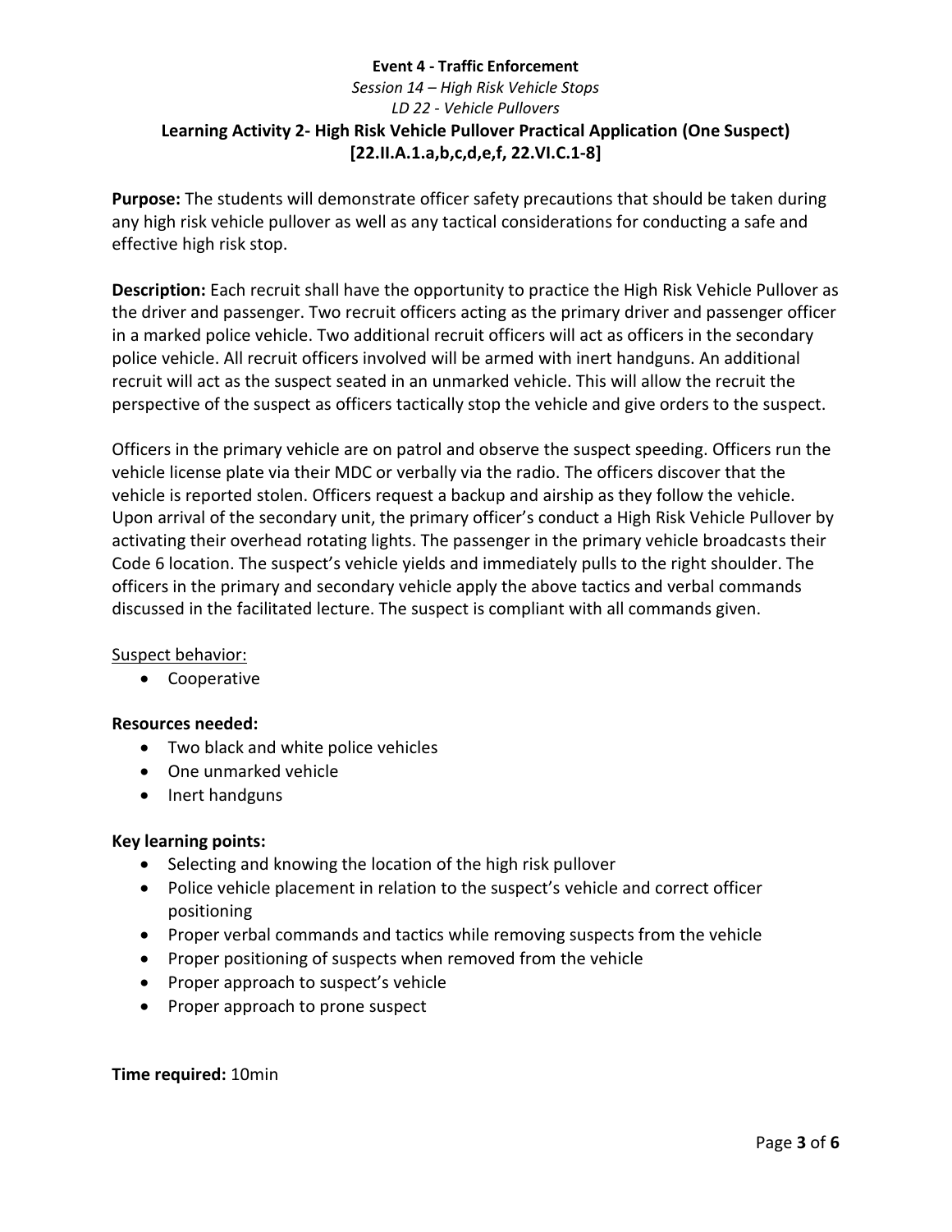**Event 4 - Traffic Enforcement**

*Session 14 – High Risk Vehicle Stops*

*LD 22 - Vehicle Pullovers*

# Learning Activity 2- High Risk Vehicle Pullover Practical Application (One Suspect) [22.II.A.1.a,b,c,d,e,f, 22.VI.C.1-8]

**Purpose:** The students will demonstrate officer safety precautions that should be taken during any high risk vehicle pullover as well as any tactical considerations for conducting a safe and effective high risk stop.

**Description:** Each recruit shall have the opportunity to practice the High Risk Vehicle Pullover as the driver and passenger. Two recruit officers acting as the primary driver and passenger officer in a marked police vehicle. Two additional recruit officers will act as officers in the secondary police vehicle. All recruit officers involved will be armed with inert handguns. An additional recruit will act as the suspect seated in an unmarked vehicle. This will allow the recruit the perspective of the suspect as officers tactically stop the vehicle and give orders to the suspect.

Officers in the primary vehicle are on patrol and observe the suspect speeding. Officers run the vehicle license plate via their MDC or verbally via the radio. The officers discover that the vehicle is reported stolen. Officers request a backup and airship as they follow the vehicle. Upon arrival of the secondary unit, the primary officer's conduct a High Risk Vehicle Pullover by activating their overhead rotating lights. The passenger in the primary vehicle broadcasts their Code 6 location. The suspect's vehicle yields and immediately pulls to the right shoulder. The officers in the primary and secondary vehicle apply the above tactics and verbal commands discussed in the facilitated lecture. The suspect is compliant with all commands given.

<u>Suspect behavior:</u>

- Cooperative

**Resources needed:**

- Two black and white police vehicles
- One unmarked vehicle
- Inert handguns

**Key learning points:**

- Selecting and knowing the location of the high risk pullover
- Police vehicle placement in relation to the suspect's vehicle and correct officer positioning
- Proper verbal commands and tactics while removing suspects from the vehicle
- Proper positioning of suspects when removed from the vehicle
- Proper approach to suspect's vehicle
- Proper approach to prone suspect

**Time required:** 10min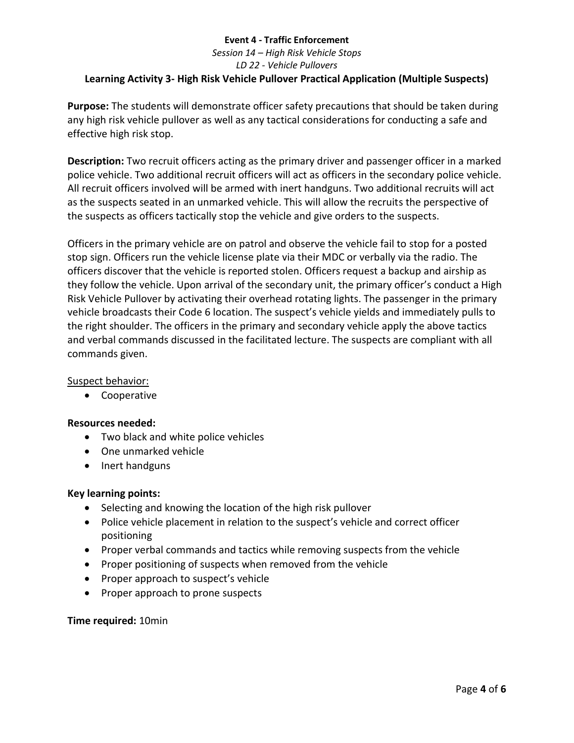**Event 4 - Traffic Enforcement**

*Session 14 – High Risk Vehicle Stops*

*LD 22 - Vehicle Pullovers*

**Learning Activity 3- High Risk Vehicle Pullover Practical Application (Multiple Suspects)**

**Purpose:** The students will demonstrate officer safety precautions that should be taken during any high risk vehicle pullover as well as any tactical considerations for conducting a safe and effective high risk stop.

**Description:** Two recruit officers acting as the primary driver and passenger officer in a marked police vehicle. Two additional recruit officers will act as officers in the secondary police vehicle. All recruit officers involved will be armed with inert handguns. Two additional recruits will act as the suspects seated in an unmarked vehicle. This will allow the recruits the perspective of the suspects as officers tactically stop the vehicle and give orders to the suspects.

Officers in the primary vehicle are on patrol and observe the vehicle fail to stop for a posted stop sign. Officers run the vehicle license plate via their MDC or verbally via the radio. The officers discover that the vehicle is reported stolen. Officers request a backup and airship as they follow the vehicle. Upon arrival of the secondary unit, the primary officer's conduct a High Risk Vehicle Pullover by activating their overhead rotating lights. The passenger in the primary vehicle broadcasts their Code 6 location. The suspect's vehicle yields and immediately pulls to the right shoulder. The officers in the primary and secondary vehicle apply the above tactics and verbal commands discussed in the facilitated lecture. The suspects are compliant with all commands given.

Suspect behavior:

- Cooperative

**Resources needed:**

- Two black and white police vehicles
- One unmarked vehicle
- Inert handguns

**Key learning points:**

- Selecting and knowing the location of the high risk pullover
- Police vehicle placement in relation to the suspect's vehicle and correct officer positioning
- Proper verbal commands and tactics while removing suspects from the vehicle
- Proper positioning of suspects when removed from the vehicle
- Proper approach to suspect's vehicle
- Proper approach to prone suspects

**Time required:** 10min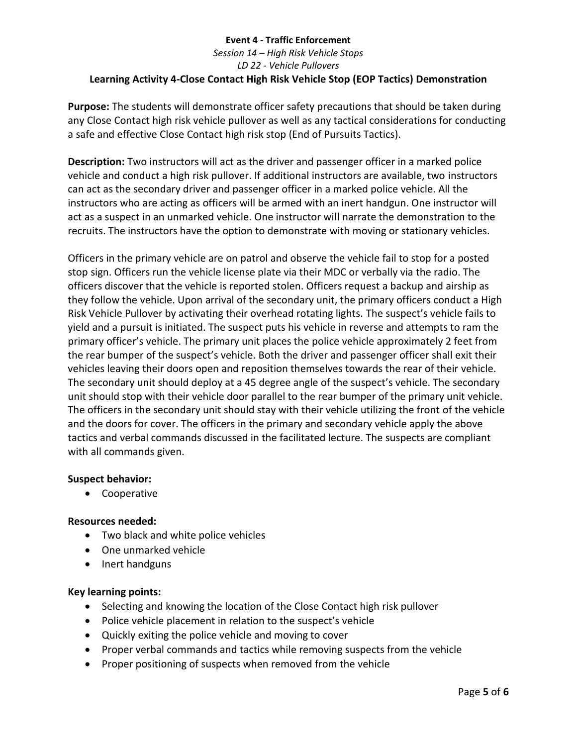**Event 4 - Traffic Enforcement**

*Session 14 – High Risk Vehicle Stops*

*LD 22 - Vehicle Pullovers*

**Learning Activity 4-Close Contact High Risk Vehicle Stop (EOP Tactics) Demonstration**

**Purpose:** The students will demonstrate officer safety precautions that should be taken during any Close Contact high risk vehicle pullover as well as any tactical considerations for conducting a safe and effective Close Contact high risk stop (End of Pursuits Tactics).

**Description:** Two instructors will act as the driver and passenger officer in a marked police vehicle and conduct a high risk pullover. If additional instructors are available, two instructors can act as the secondary driver and passenger officer in a marked police vehicle. All the instructors who are acting as officers will be armed with an inert handgun. One instructor will act as a suspect in an unmarked vehicle. One instructor will narrate the demonstration to the recruits. The instructors have the option to demonstrate with moving or stationary vehicles.

Officers in the primary vehicle are on patrol and observe the vehicle fail to stop for a posted stop sign. Officers run the vehicle license plate via their MDC or verbally via the radio. The officers discover that the vehicle is reported stolen. Officers request a backup and airship as they follow the vehicle. Upon arrival of the secondary unit, the primary officers conduct a High Risk Vehicle Pullover by activating their overhead rotating lights. The suspect's vehicle fails to yield and a pursuit is initiated. The suspect puts his vehicle in reverse and attempts to ram the primary officer's vehicle. The primary unit places the police vehicle approximately 2 feet from the rear bumper of the suspect's vehicle. Both the driver and passenger officer shall exit their vehicles leaving their doors open and reposition themselves towards the rear of their vehicle. The secondary unit should deploy at a 45 degree angle of the suspect's vehicle. The secondary unit should stop with their vehicle door parallel to the rear bumper of the primary unit vehicle. The officers in the secondary unit should stay with their vehicle utilizing the front of the vehicle and the doors for cover. The officers in the primary and secondary vehicle apply the above tactics and verbal commands discussed in the facilitated lecture. The suspects are compliant with all commands given.

**Suspect behavior:**

- Cooperative

**Resources needed:**

- Two black and white police vehicles
- One unmarked vehicle
- Inert handguns

**Key learning points:**

- Selecting and knowing the location of the Close Contact high risk pullover
- Police vehicle placement in relation to the suspect's vehicle
- Quickly exiting the police vehicle and moving to cover
- Proper verbal commands and tactics while removing suspects from the vehicle
- Proper positioning of suspects when removed from the vehicle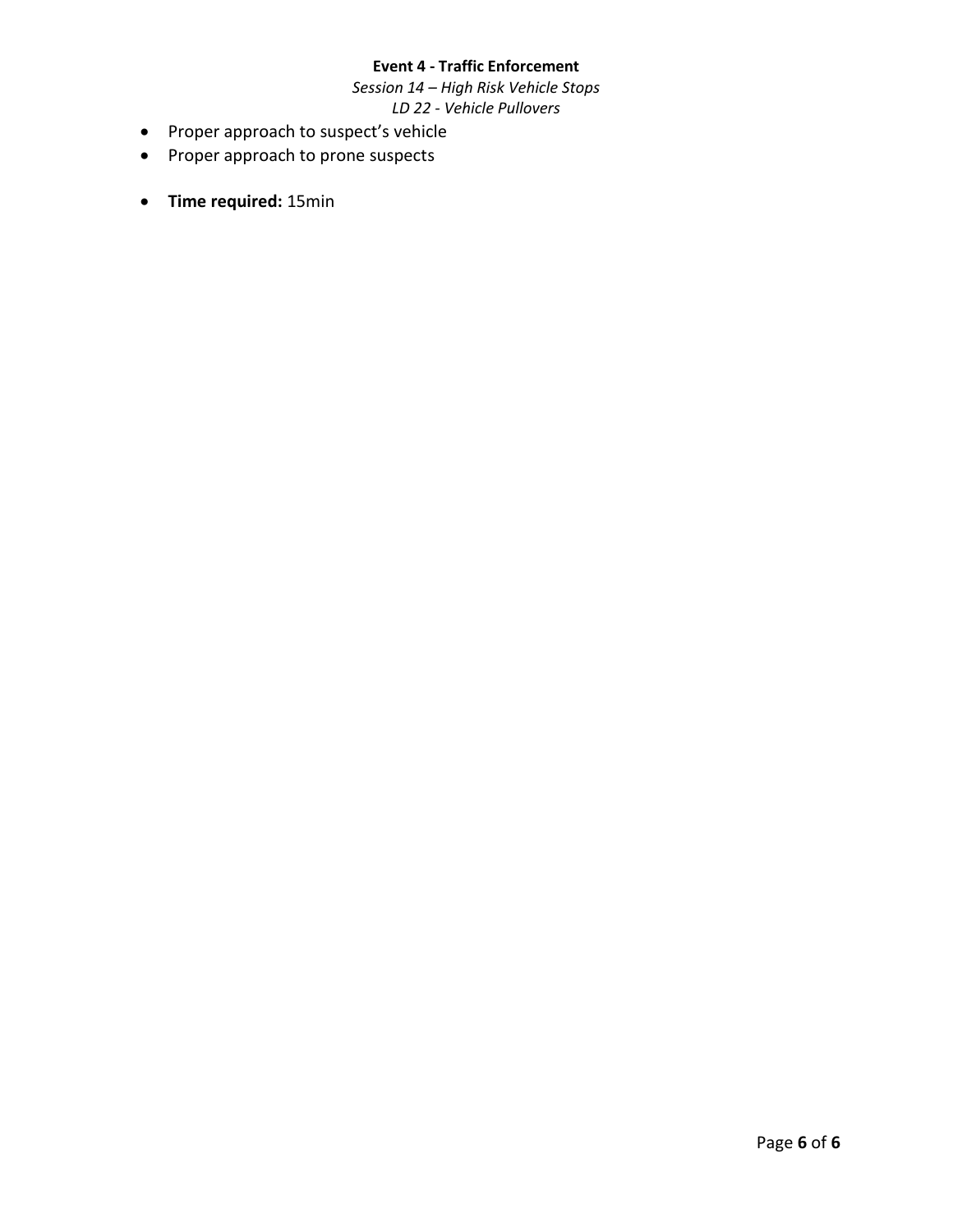- Proper approach to suspect's vehicle
- Proper approach to prone suspects

- **Time required:** 15min